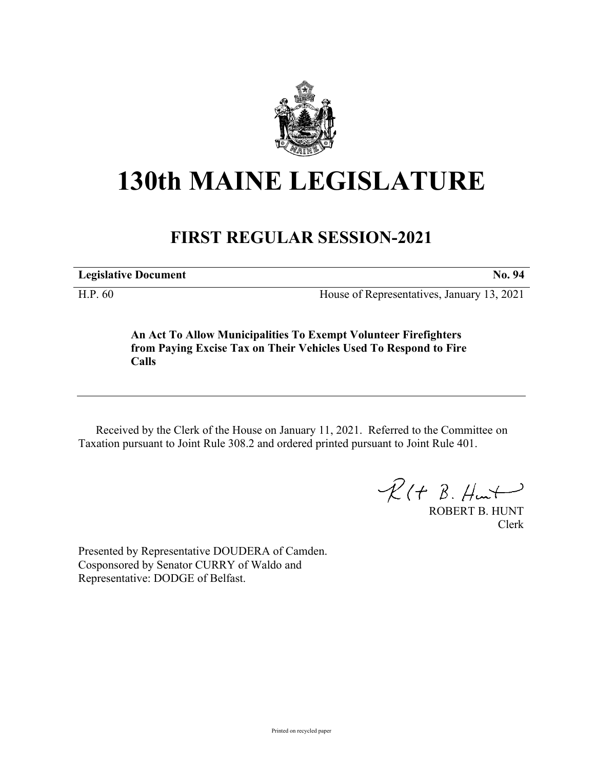# 130th MAINE LEGISLATURE

## FIRST REGULAR SESSION-2021

| **Legislative Document** | **No. 94** |
|---|---|
| H.P. 60 | House of Representatives, January 13, 2021 |

**An Act To Allow Municipalities To Exempt Volunteer Firefighters from Paying Excise Tax on Their Vehicles Used To Respond to Fire Calls**

---

Received by the Clerk of the House on January 11, 2021. Referred to the Committee on Taxation pursuant to Joint Rule 308.2 and ordered printed pursuant to Joint Rule 401.

ROBERT B. HUNT
Clerk

Presented by Representative DOUDERA of Camden.
Cosponsored by Senator CURRY of Waldo and
Representative: DODGE of Belfast.

Printed on recycled paper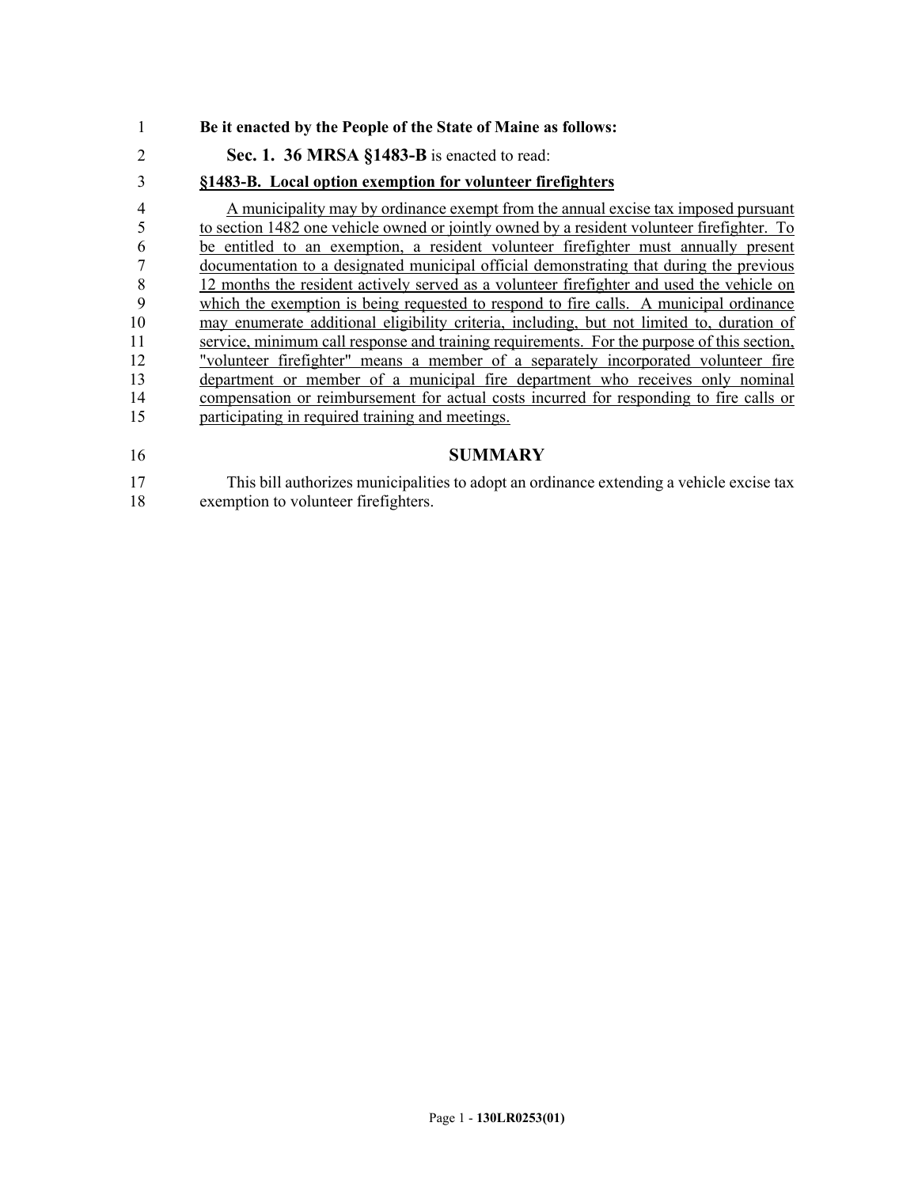**Be it enacted by the People of the State of Maine as follows:**

**Sec. 1. 36 MRSA §1483-B** is enacted to read:

**§1483-B. Local option exemption for volunteer firefighters**

A municipality may by ordinance exempt from the annual excise tax imposed pursuant to section 1482 one vehicle owned or jointly owned by a resident volunteer firefighter. To be entitled to an exemption, a resident volunteer firefighter must annually present documentation to a designated municipal official demonstrating that during the previous 12 months the resident actively served as a volunteer firefighter and used the vehicle on which the exemption is being requested to respond to fire calls. A municipal ordinance may enumerate additional eligibility criteria, including, but not limited to, duration of service, minimum call response and training requirements. For the purpose of this section, "volunteer firefighter" means a member of a separately incorporated volunteer fire department or member of a municipal fire department who receives only nominal compensation or reimbursement for actual costs incurred for responding to fire calls or participating in required training and meetings.

## SUMMARY

This bill authorizes municipalities to adopt an ordinance extending a vehicle excise tax exemption to volunteer firefighters.